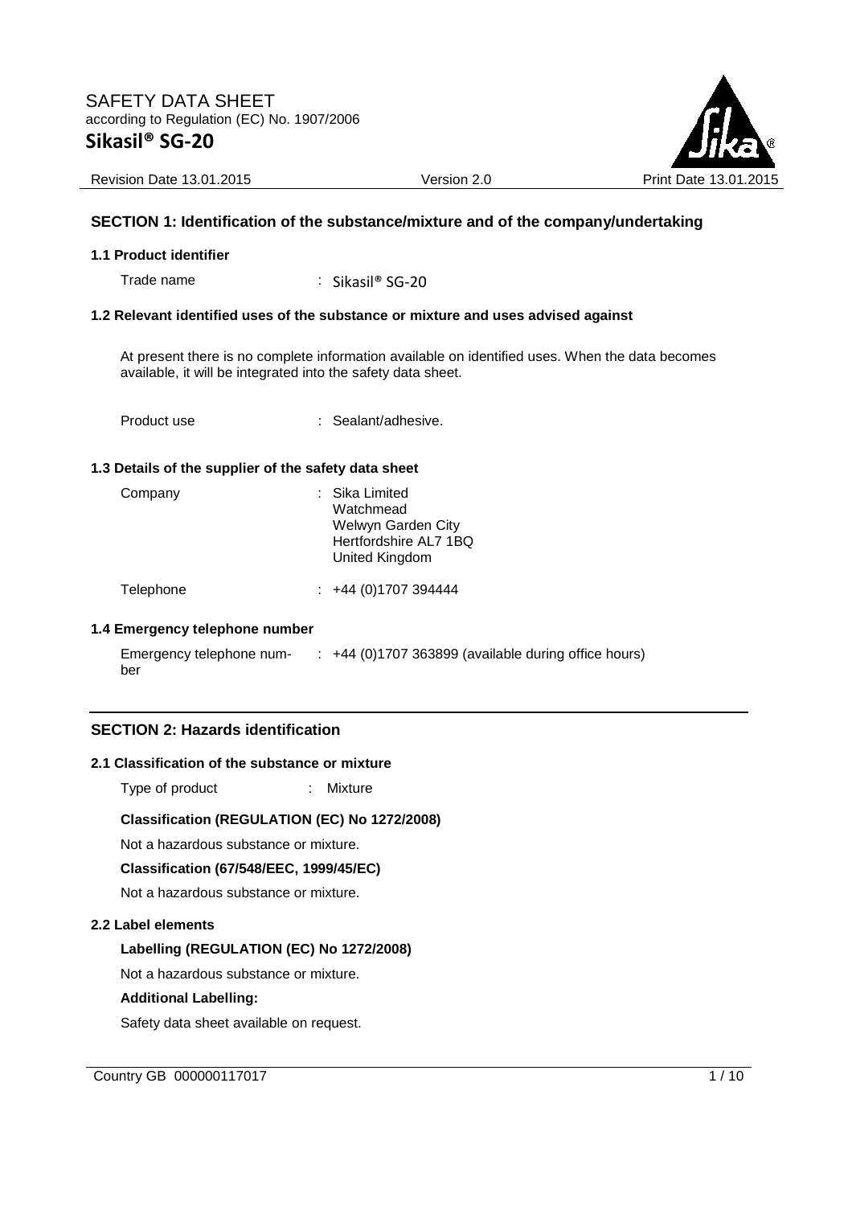SAFETY DATA SHEET
according to Regulation (EC) No. 1907/2006

# Sikasil® SG-20

Revision Date 13.01.2015 Version 2.0 Print Date 13.01.2015

## SECTION 1: Identification of the substance/mixture and of the company/undertaking

### 1.1 Product identifier

Trade name : Sikasil® SG-20

### 1.2 Relevant identified uses of the substance or mixture and uses advised against

At present there is no complete information available on identified uses. When the data becomes available, it will be integrated into the safety data sheet.

Product use : Sealant/adhesive.

### 1.3 Details of the supplier of the safety data sheet

Company : Sika Limited
Watchmead
Welwyn Garden City
Hertfordshire AL7 1BQ
United Kingdom

Telephone : +44 (0)1707 394444

### 1.4 Emergency telephone number

Emergency telephone number : +44 (0)1707 363899 (available during office hours)

## SECTION 2: Hazards identification

### 2.1 Classification of the substance or mixture

Type of product : Mixture

**Classification (REGULATION (EC) No 1272/2008)**

Not a hazardous substance or mixture.

**Classification (67/548/EEC, 1999/45/EC)**

Not a hazardous substance or mixture.

### 2.2 Label elements

**Labelling (REGULATION (EC) No 1272/2008)**

Not a hazardous substance or mixture.

**Additional Labelling:**

Safety data sheet available on request.

Country GB 000000117017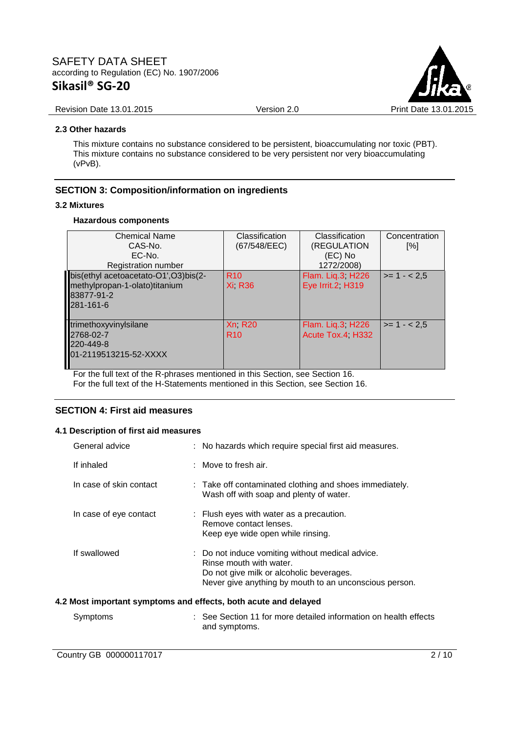### 2.3 Other hazards

This mixture contains no substance considered to be persistent, bioaccumulating nor toxic (PBT).
This mixture contains no substance considered to be very persistent nor very bioaccumulating (vPvB).

## SECTION 3: Composition/information on ingredients

### 3.2 Mixtures

**Hazardous components**

| Chemical Name<br>CAS-No.<br>EC-No.<br>Registration number | Classification (67/548/EEC) | Classification (REGULATION (EC) No 1272/2008) | Concentration [%] |
|---|---|---|---|
| bis(ethyl acetoacetato-O1',O3)bis(2-methylpropan-1-olato)titanium<br>83877-91-2<br>281-161-6 | R10<br>Xi; R36 | Flam. Liq.3; H226<br>Eye Irrit.2; H319 | >= 1 - < 2,5 |
| trimethoxyvinylsilane<br>2768-02-7<br>220-449-8<br>01-2119513215-52-XXXX | Xn; R20<br>R10 | Flam. Liq.3; H226<br>Acute Tox.4; H332 | >= 1 - < 2,5 |

For the full text of the R-phrases mentioned in this Section, see Section 16.
For the full text of the H-Statements mentioned in this Section, see Section 16.

## SECTION 4: First aid measures

### 4.1 Description of first aid measures

General advice : No hazards which require special first aid measures.

If inhaled : Move to fresh air.

In case of skin contact : Take off contaminated clothing and shoes immediately.
Wash off with soap and plenty of water.

In case of eye contact : Flush eyes with water as a precaution.
Remove contact lenses.
Keep eye wide open while rinsing.

If swallowed : Do not induce vomiting without medical advice.
Rinse mouth with water.
Do not give milk or alcoholic beverages.
Never give anything by mouth to an unconscious person.

### 4.2 Most important symptoms and effects, both acute and delayed

Symptoms : See Section 11 for more detailed information on health effects and symptoms.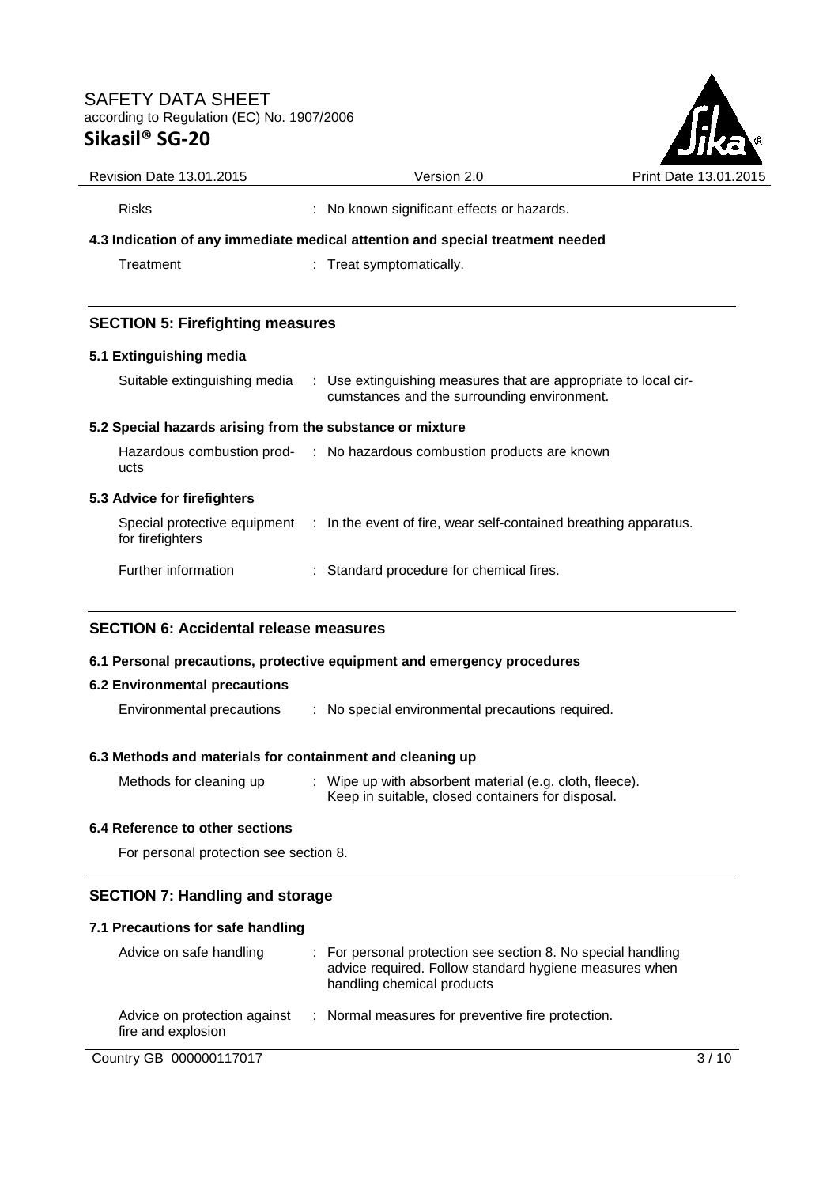| | |
|---|---|
| Risks | : No known significant effects or hazards. |

**4.3 Indication of any immediate medical attention and special treatment needed**

| | |
|---|---|
| Treatment | : Treat symptomatically. |

## SECTION 5: Firefighting measures

### 5.1 Extinguishing media

| | |
|---|---|
| Suitable extinguishing media | : Use extinguishing measures that are appropriate to local circumstances and the surrounding environment. |

### 5.2 Special hazards arising from the substance or mixture

| | |
|---|---|
| Hazardous combustion products | : No hazardous combustion products are known |

### 5.3 Advice for firefighters

| | |
|---|---|
| Special protective equipment for firefighters | : In the event of fire, wear self-contained breathing apparatus. |
| Further information | : Standard procedure for chemical fires. |

## SECTION 6: Accidental release measures

### 6.1 Personal precautions, protective equipment and emergency procedures

### 6.2 Environmental precautions

| | |
|---|---|
| Environmental precautions | : No special environmental precautions required. |

### 6.3 Methods and materials for containment and cleaning up

| | |
|---|---|
| Methods for cleaning up | : Wipe up with absorbent material (e.g. cloth, fleece). Keep in suitable, closed containers for disposal. |

### 6.4 Reference to other sections

For personal protection see section 8.

## SECTION 7: Handling and storage

### 7.1 Precautions for safe handling

| | |
|---|---|
| Advice on safe handling | : For personal protection see section 8. No special handling advice required. Follow standard hygiene measures when handling chemical products |
| Advice on protection against fire and explosion | : Normal measures for preventive fire protection. |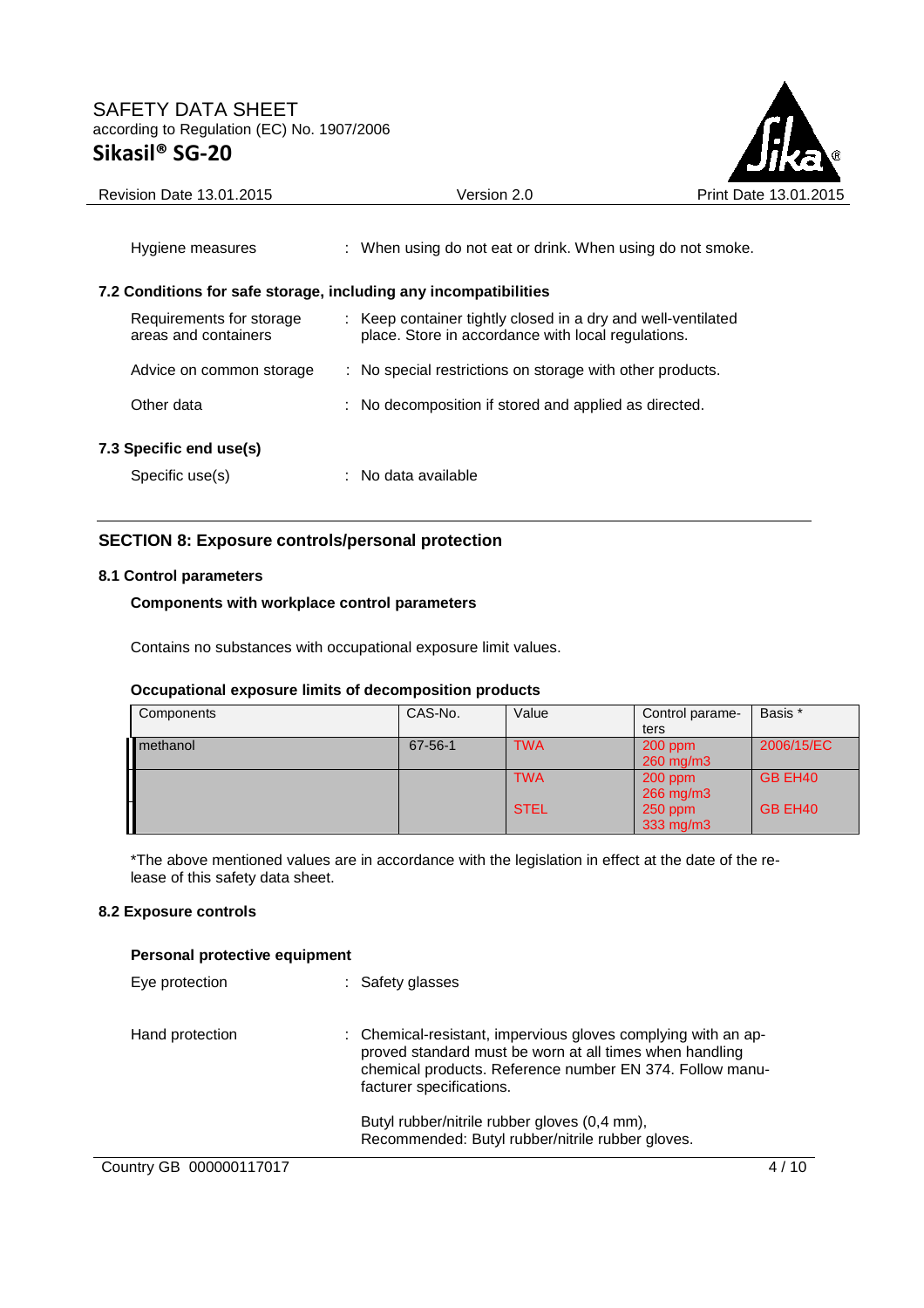Hygiene measures : When using do not eat or drink. When using do not smoke.

### 7.2 Conditions for safe storage, including any incompatibilities

Requirements for storage areas and containers : Keep container tightly closed in a dry and well-ventilated place. Store in accordance with local regulations.

Advice on common storage : No special restrictions on storage with other products.

Other data : No decomposition if stored and applied as directed.

### 7.3 Specific end use(s)

Specific use(s) : No data available

## SECTION 8: Exposure controls/personal protection

### 8.1 Control parameters

**Components with workplace control parameters**

Contains no substances with occupational exposure limit values.

**Occupational exposure limits of decomposition products**

| Components | CAS-No. | Value | Control parameters | Basis * |
|---|---|---|---|---|
| methanol | 67-56-1 | TWA | 200 ppm 260 mg/m3 | 2006/15/EC |
| | | TWA | 200 ppm 266 mg/m3 | GB EH40 |
| | | STEL | 250 ppm 333 mg/m3 | GB EH40 |

*The above mentioned values are in accordance with the legislation in effect at the date of the release of this safety data sheet.

### 8.2 Exposure controls

**Personal protective equipment**

Eye protection : Safety glasses

Hand protection : Chemical-resistant, impervious gloves complying with an approved standard must be worn at all times when handling chemical products. Reference number EN 374. Follow manufacturer specifications.

Butyl rubber/nitrile rubber gloves (0,4 mm), Recommended: Butyl rubber/nitrile rubber gloves.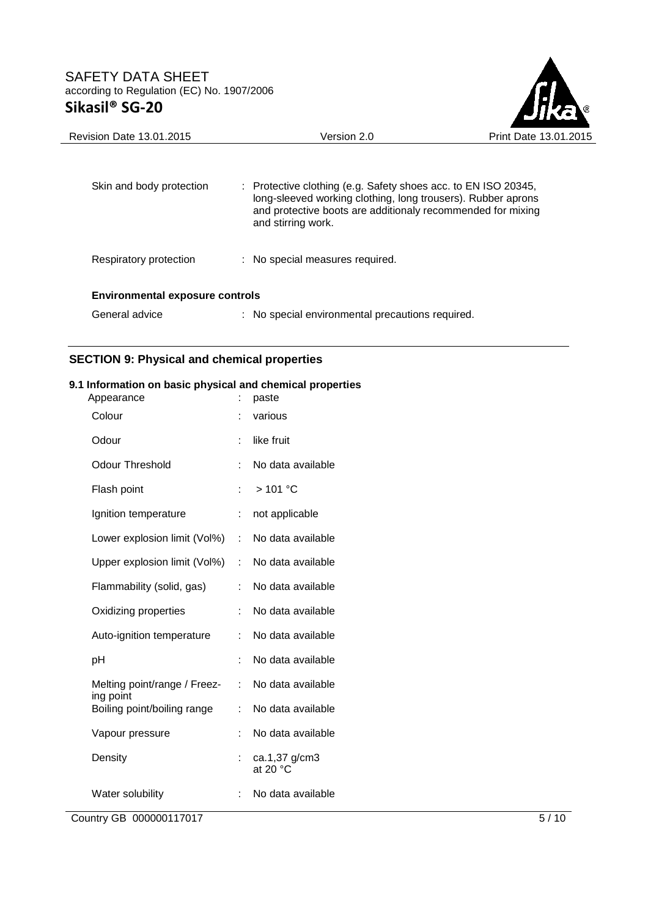| | | |
|---|---|---|
| Skin and body protection | : | Protective clothing (e.g. Safety shoes acc. to EN ISO 20345, long-sleeved working clothing, long trousers). Rubber aprons and protective boots are additionaly recommended for mixing and stirring work. |
| Respiratory protection | : | No special measures required. |

**Environmental exposure controls**

| | | |
|---|---|---|
| General advice | : | No special environmental precautions required. |

## SECTION 9: Physical and chemical properties

**9.1 Information on basic physical and chemical properties**

| | | |
|---|---|---|
| Appearance | : | paste |
| Colour | : | various |
| Odour | : | like fruit |
| Odour Threshold | : | No data available |
| Flash point | : | > 101 °C |
| Ignition temperature | : | not applicable |
| Lower explosion limit (Vol%) | : | No data available |
| Upper explosion limit (Vol%) | : | No data available |
| Flammability (solid, gas) | : | No data available |
| Oxidizing properties | : | No data available |
| Auto-ignition temperature | : | No data available |
| pH | : | No data available |
| Melting point/range / Freezing point | : | No data available |
| Boiling point/boiling range | : | No data available |
| Vapour pressure | : | No data available |
| Density | : | ca.1,37 g/cm3 at 20 °C |
| Water solubility | : | No data available |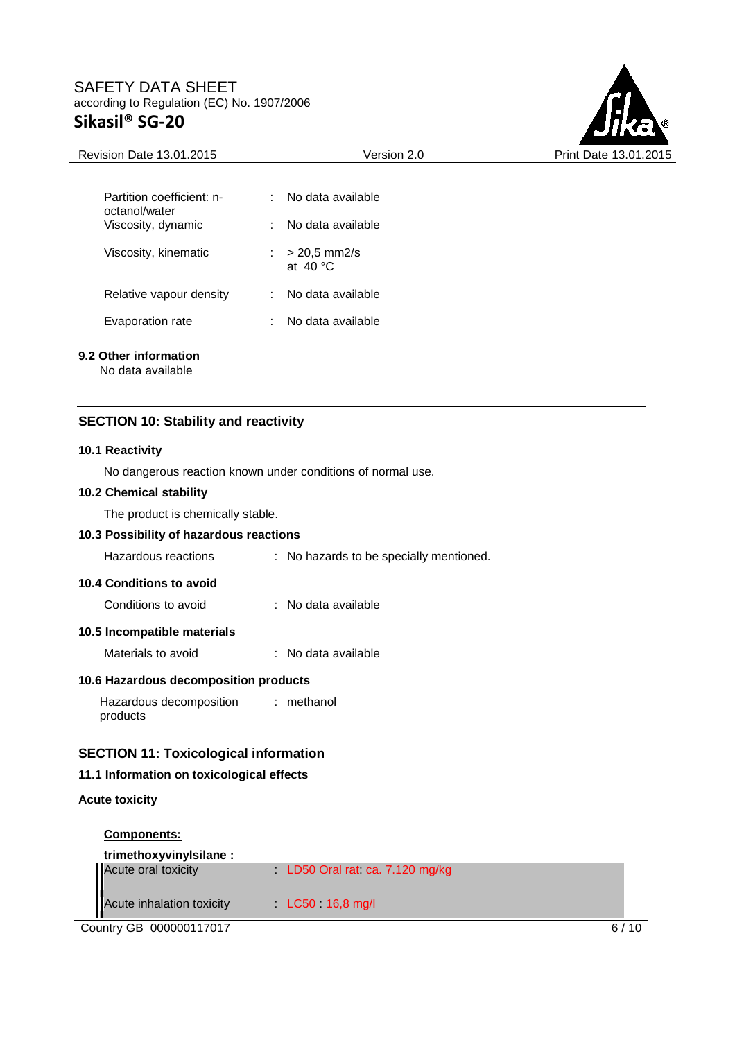| | | |
|---|---|---|
| Partition coefficient: n-octanol/water | : | No data available |
| Viscosity, dynamic | : | No data available |
| Viscosity, kinematic | : | > 20,5 mm2/s at 40 °C |
| Relative vapour density | : | No data available |
| Evaporation rate | : | No data available |

**9.2 Other information**

No data available

## SECTION 10: Stability and reactivity

**10.1 Reactivity**

No dangerous reaction known under conditions of normal use.

**10.2 Chemical stability**

The product is chemically stable.

**10.3 Possibility of hazardous reactions**

Hazardous reactions : No hazards to be specially mentioned.

**10.4 Conditions to avoid**

Conditions to avoid : No data available

**10.5 Incompatible materials**

Materials to avoid : No data available

**10.6 Hazardous decomposition products**

Hazardous decomposition products : methanol

## SECTION 11: Toxicological information

**11.1 Information on toxicological effects**

**Acute toxicity**

**Components:**

**trimethoxyvinylsilane :**

| | | |
|---|---|---|
| Acute oral toxicity | : | LD50 Oral rat: ca. 7.120 mg/kg |
| Acute inhalation toxicity | : | LC50 : 16,8 mg/l |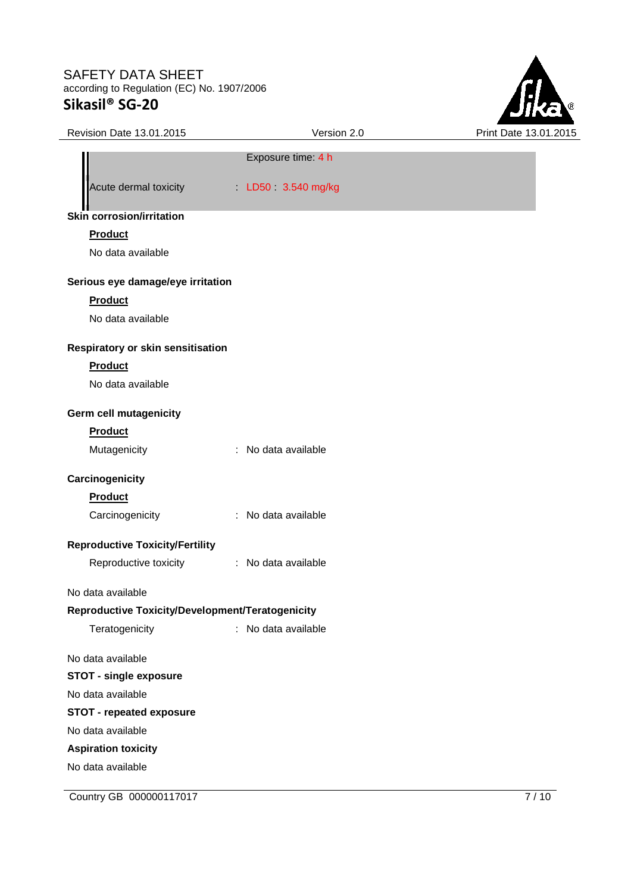Exposure time: 4 h

Acute dermal toxicity : LD50 : 3.540 mg/kg

**Skin corrosion/irritation**

**Product**

No data available

**Serious eye damage/eye irritation**

**Product**

No data available

**Respiratory or skin sensitisation**

**Product**

No data available

**Germ cell mutagenicity**

**Product**

Mutagenicity : No data available

**Carcinogenicity**

**Product**

Carcinogenicity : No data available

**Reproductive Toxicity/Fertility**

Reproductive toxicity : No data available

No data available

**Reproductive Toxicity/Development/Teratogenicity**

Teratogenicity : No data available

No data available

**STOT - single exposure**

No data available

**STOT - repeated exposure**

No data available

**Aspiration toxicity**

No data available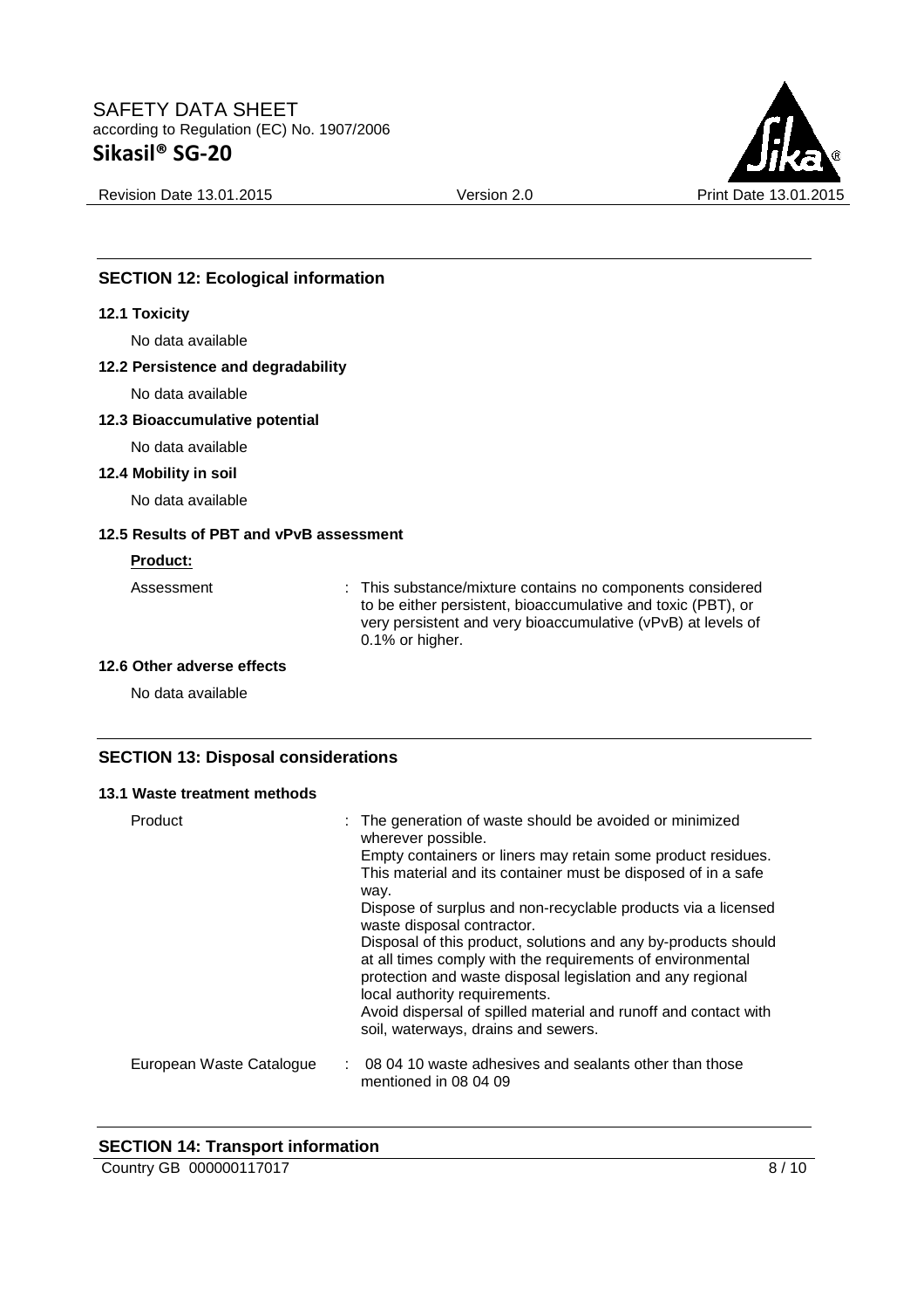## SECTION 12: Ecological information

### 12.1 Toxicity

No data available

### 12.2 Persistence and degradability

No data available

### 12.3 Bioaccumulative potential

No data available

### 12.4 Mobility in soil

No data available

### 12.5 Results of PBT and vPvB assessment

**Product:**

Assessment : This substance/mixture contains no components considered to be either persistent, bioaccumulative and toxic (PBT), or very persistent and very bioaccumulative (vPvB) at levels of 0.1% or higher.

### 12.6 Other adverse effects

No data available

## SECTION 13: Disposal considerations

### 13.1 Waste treatment methods

Product : The generation of waste should be avoided or minimized wherever possible.
Empty containers or liners may retain some product residues.
This material and its container must be disposed of in a safe way.
Dispose of surplus and non-recyclable products via a licensed waste disposal contractor.
Disposal of this product, solutions and any by-products should at all times comply with the requirements of environmental protection and waste disposal legislation and any regional local authority requirements.
Avoid dispersal of spilled material and runoff and contact with soil, waterways, drains and sewers.

European Waste Catalogue : 08 04 10 waste adhesives and sealants other than those mentioned in 08 04 09

## SECTION 14: Transport information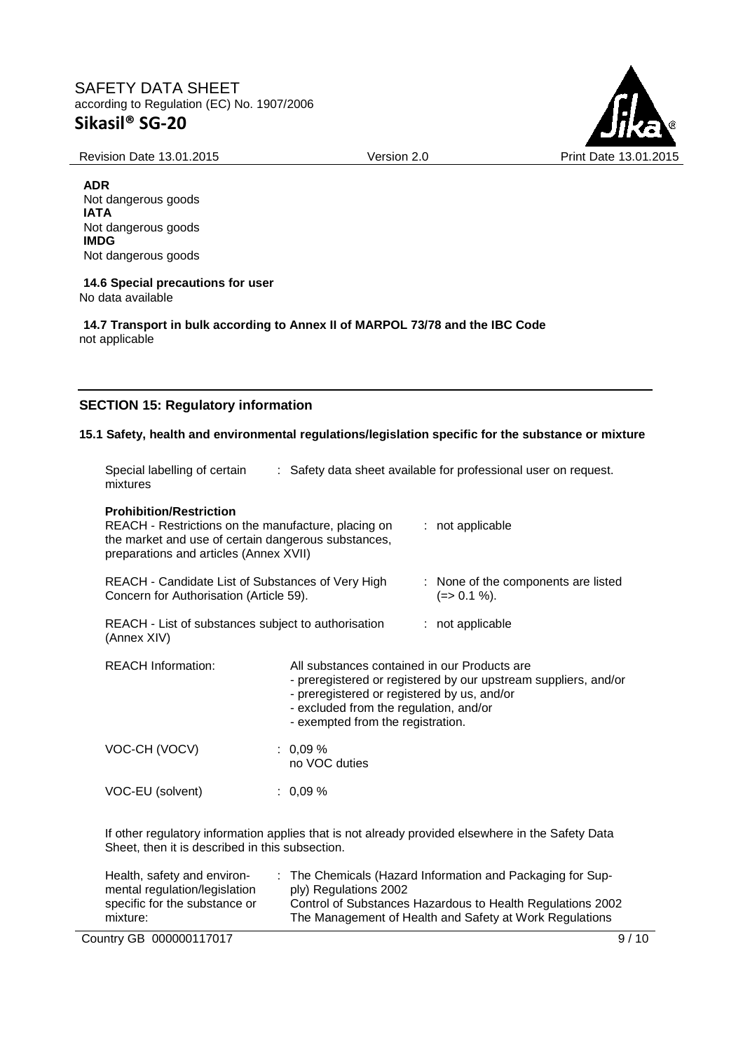**ADR**
Not dangerous goods
**IATA**
Not dangerous goods
**IMDG**
Not dangerous goods

**14.6 Special precautions for user**
No data available

**14.7 Transport in bulk according to Annex II of MARPOL 73/78 and the IBC Code**
not applicable

## SECTION 15: Regulatory information

### 15.1 Safety, health and environmental regulations/legislation specific for the substance or mixture

Special labelling of certain mixtures : Safety data sheet available for professional user on request.

**Prohibition/Restriction**

REACH - Restrictions on the manufacture, placing on the market and use of certain dangerous substances, preparations and articles (Annex XVII) : not applicable

REACH - Candidate List of Substances of Very High Concern for Authorisation (Article 59). : None of the components are listed (=> 0.1 %).

REACH - List of substances subject to authorisation (Annex XIV) : not applicable

REACH Information: All substances contained in our Products are
- preregistered or registered by our upstream suppliers, and/or
- preregistered or registered by us, and/or
- excluded from the regulation, and/or
- exempted from the registration.

VOC-CH (VOCV) : 0,09 %
no VOC duties

VOC-EU (solvent) : 0,09 %

If other regulatory information applies that is not already provided elsewhere in the Safety Data Sheet, then it is described in this subsection.

Health, safety and environmental regulation/legislation specific for the substance or mixture: : The Chemicals (Hazard Information and Packaging for Supply) Regulations 2002
Control of Substances Hazardous to Health Regulations 2002
The Management of Health and Safety at Work Regulations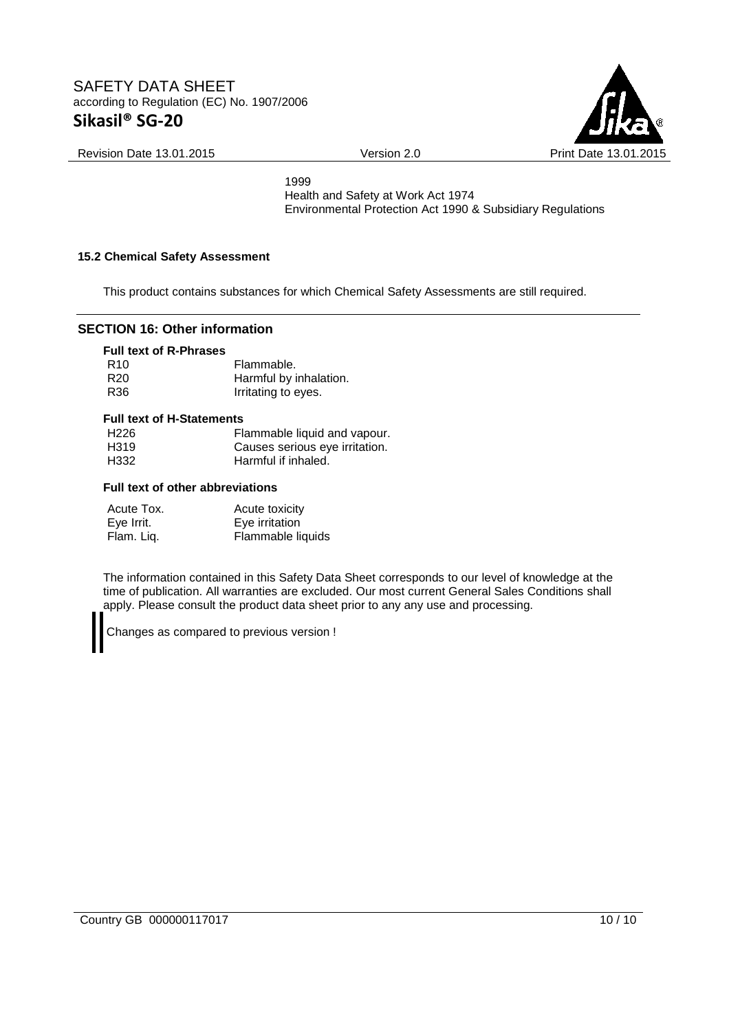1999
Health and Safety at Work Act 1974
Environmental Protection Act 1990 & Subsidiary Regulations

**15.2 Chemical Safety Assessment**

This product contains substances for which Chemical Safety Assessments are still required.

## SECTION 16: Other information

**Full text of R-Phrases**

| | |
|---|---|
| R10 | Flammable. |
| R20 | Harmful by inhalation. |
| R36 | Irritating to eyes. |

**Full text of H-Statements**

| | |
|---|---|
| H226 | Flammable liquid and vapour. |
| H319 | Causes serious eye irritation. |
| H332 | Harmful if inhaled. |

**Full text of other abbreviations**

| | |
|---|---|
| Acute Tox. | Acute toxicity |
| Eye Irrit. | Eye irritation |
| Flam. Liq. | Flammable liquids |

The information contained in this Safety Data Sheet corresponds to our level of knowledge at the time of publication. All warranties are excluded. Our most current General Sales Conditions shall apply. Please consult the product data sheet prior to any any use and processing.

Changes as compared to previous version !